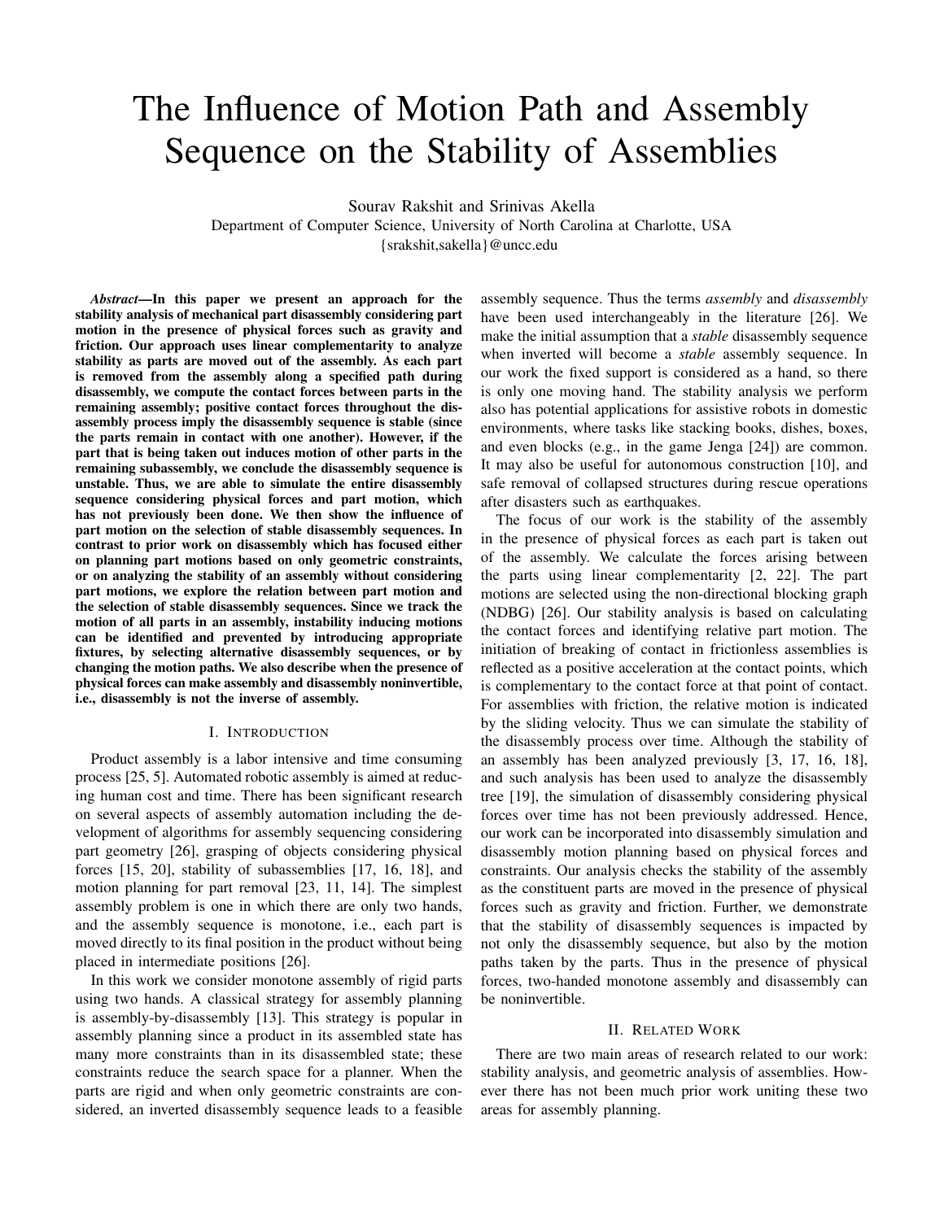# The Influence of Motion Path and Assembly Sequence on the Stability of Assemblies

Sourav Rakshit and Srinivas Akella
Department of Computer Science, University of North Carolina at Charlotte, USA
{srakshit,sakella}@uncc.edu

***Abstract*—In this paper we present an approach for the stability analysis of mechanical part disassembly considering part motion in the presence of physical forces such as gravity and friction. Our approach uses linear complementarity to analyze stability as parts are moved out of the assembly. As each part is removed from the assembly along a specified path during disassembly, we compute the contact forces between parts in the remaining assembly; positive contact forces throughout the disassembly process imply the disassembly sequence is stable (since the parts remain in contact with one another). However, if the part that is being taken out induces motion of other parts in the remaining subassembly, we conclude the disassembly sequence is unstable. Thus, we are able to simulate the entire disassembly sequence considering physical forces and part motion, which has not previously been done. We then show the influence of part motion on the selection of stable disassembly sequences. In contrast to prior work on disassembly which has focused either on planning part motions based on only geometric constraints, or on analyzing the stability of an assembly without considering part motions, we explore the relation between part motion and the selection of stable disassembly sequences. Since we track the motion of all parts in an assembly, instability inducing motions can be identified and prevented by introducing appropriate fixtures, by selecting alternative disassembly sequences, or by changing the motion paths. We also describe when the presence of physical forces can make assembly and disassembly noninvertible, i.e., disassembly is not the inverse of assembly.**

## I. Introduction

Product assembly is a labor intensive and time consuming process [25, 5]. Automated robotic assembly is aimed at reducing human cost and time. There has been significant research on several aspects of assembly automation including the development of algorithms for assembly sequencing considering part geometry [26], grasping of objects considering physical forces [15, 20], stability of subassemblies [17, 16, 18], and motion planning for part removal [23, 11, 14]. The simplest assembly problem is one in which there are only two hands, and the assembly sequence is monotone, i.e., each part is moved directly to its final position in the product without being placed in intermediate positions [26].

In this work we consider monotone assembly of rigid parts using two hands. A classical strategy for assembly planning is assembly-by-disassembly [13]. This strategy is popular in assembly planning since a product in its assembled state has many more constraints than in its disassembled state; these constraints reduce the search space for a planner. When the parts are rigid and when only geometric constraints are considered, an inverted disassembly sequence leads to a feasible assembly sequence. Thus the terms *assembly* and *disassembly* have been used interchangeably in the literature [26]. We make the initial assumption that a *stable* disassembly sequence when inverted will become a *stable* assembly sequence. In our work the fixed support is considered as a hand, so there is only one moving hand. The stability analysis we perform also has potential applications for assistive robots in domestic environments, where tasks like stacking books, dishes, boxes, and even blocks (e.g., in the game Jenga [24]) are common. It may also be useful for autonomous construction [10], and safe removal of collapsed structures during rescue operations after disasters such as earthquakes.

The focus of our work is the stability of the assembly in the presence of physical forces as each part is taken out of the assembly. We calculate the forces arising between the parts using linear complementarity [2, 22]. The part motions are selected using the non-directional blocking graph (NDBG) [26]. Our stability analysis is based on calculating the contact forces and identifying relative part motion. The initiation of breaking of contact in frictionless assemblies is reflected as a positive acceleration at the contact points, which is complementary to the contact force at that point of contact. For assemblies with friction, the relative motion is indicated by the sliding velocity. Thus we can simulate the stability of the disassembly process over time. Although the stability of an assembly has been analyzed previously [3, 17, 16, 18], and such analysis has been used to analyze the disassembly tree [19], the simulation of disassembly considering physical forces over time has not been previously addressed. Hence, our work can be incorporated into disassembly simulation and disassembly motion planning based on physical forces and constraints. Our analysis checks the stability of the assembly as the constituent parts are moved in the presence of physical forces such as gravity and friction. Further, we demonstrate that the stability of disassembly sequences is impacted by not only the disassembly sequence, but also by the motion paths taken by the parts. Thus in the presence of physical forces, two-handed monotone assembly and disassembly can be noninvertible.

## II. Related Work

There are two main areas of research related to our work: stability analysis, and geometric analysis of assemblies. However there has not been much prior work uniting these two areas for assembly planning.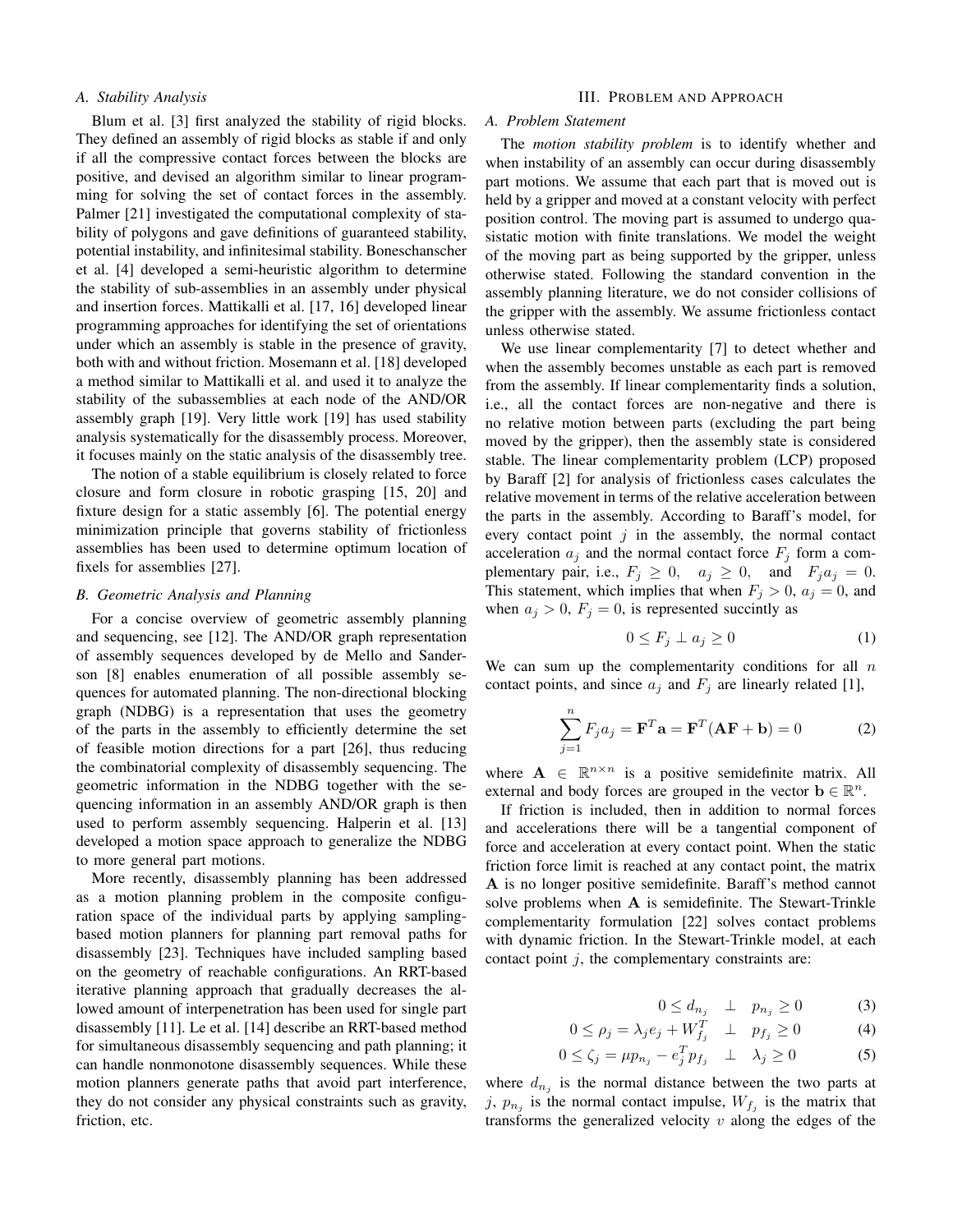### A. Stability Analysis

Blum et al. [3] first analyzed the stability of rigid blocks. They defined an assembly of rigid blocks as stable if and only if all the compressive contact forces between the blocks are positive, and devised an algorithm similar to linear programming for solving the set of contact forces in the assembly. Palmer [21] investigated the computational complexity of stability of polygons and gave definitions of guaranteed stability, potential instability, and infinitesimal stability. Boneschanscher et al. [4] developed a semi-heuristic algorithm to determine the stability of sub-assemblies in an assembly under physical and insertion forces. Mattikalli et al. [17, 16] developed linear programming approaches for identifying the set of orientations under which an assembly is stable in the presence of gravity, both with and without friction. Mosemann et al. [18] developed a method similar to Mattikalli et al. and used it to analyze the stability of the subassemblies at each node of the AND/OR assembly graph [19]. Very little work [19] has used stability analysis systematically for the disassembly process. Moreover, it focuses mainly on the static analysis of the disassembly tree.

The notion of a stable equilibrium is closely related to force closure and form closure in robotic grasping [15, 20] and fixture design for a static assembly [6]. The potential energy minimization principle that governs stability of frictionless assemblies has been used to determine optimum location of fixels for assemblies [27].

### B. Geometric Analysis and Planning

For a concise overview of geometric assembly planning and sequencing, see [12]. The AND/OR graph representation of assembly sequences developed by de Mello and Sanderson [8] enables enumeration of all possible assembly sequences for automated planning. The non-directional blocking graph (NDBG) is a representation that uses the geometry of the parts in the assembly to efficiently determine the set of feasible motion directions for a part [26], thus reducing the combinatorial complexity of disassembly sequencing. The geometric information in the NDBG together with the sequencing information in an assembly AND/OR graph is then used to perform assembly sequencing. Halperin et al. [13] developed a motion space approach to generalize the NDBG to more general part motions.

More recently, disassembly planning has been addressed as a motion planning problem in the composite configuration space of the individual parts by applying sampling-based motion planners for planning part removal paths for disassembly [23]. Techniques have included sampling based on the geometry of reachable configurations. An RRT-based iterative planning approach that gradually decreases the allowed amount of interpenetration has been used for single part disassembly [11]. Le et al. [14] describe an RRT-based method for simultaneous disassembly sequencing and path planning; it can handle nonmonotone disassembly sequences. While these motion planners generate paths that avoid part interference, they do not consider any physical constraints such as gravity, friction, etc.

## III. Problem and Approach

### A. Problem Statement

The *motion stability problem* is to identify whether and when instability of an assembly can occur during disassembly part motions. We assume that each part that is moved out is held by a gripper and moved at a constant velocity with perfect position control. The moving part is assumed to undergo quasistatic motion with finite translations. We model the weight of the moving part as being supported by the gripper, unless otherwise stated. Following the standard convention in the assembly planning literature, we do not consider collisions of the gripper with the assembly. We assume frictionless contact unless otherwise stated.

We use linear complementarity [7] to detect whether and when the assembly becomes unstable as each part is removed from the assembly. If linear complementarity finds a solution, i.e., all the contact forces are non-negative and there is no relative motion between parts (excluding the part being moved by the gripper), then the assembly state is considered stable. The linear complementarity problem (LCP) proposed by Baraff [2] for analysis of frictionless cases calculates the relative movement in terms of the relative acceleration between the parts in the assembly. According to Baraff's model, for every contact point $j$ in the assembly, the normal contact acceleration $a_j$ and the normal contact force $F_j$ form a complementary pair, i.e., $F_j \geq 0, \quad a_j \geq 0,$ and $F_j a_j = 0$. This statement, which implies that when $F_j > 0$, $a_j = 0$, and when $a_j > 0$, $F_j = 0$, is represented succintly as

$$0 \leq F_j \perp a_j \geq 0 \tag{1}$$

We can sum up the complementarity conditions for all $n$ contact points, and since $a_j$ and $F_j$ are linearly related [1],

$$\sum_{j=1}^{n} F_j a_j = \mathbf{F}^T \mathbf{a} = \mathbf{F}^T(\mathbf{A}\mathbf{F} + \mathbf{b}) = 0 \tag{2}$$

where $\mathbf{A} \in \mathbb{R}^{n \times n}$ is a positive semidefinite matrix. All external and body forces are grouped in the vector $\mathbf{b} \in \mathbb{R}^n$.

If friction is included, then in addition to normal forces and accelerations there will be a tangential component of force and acceleration at every contact point. When the static friction force limit is reached at any contact point, the matrix $\mathbf{A}$ is no longer positive semidefinite. Baraff's method cannot solve problems when $\mathbf{A}$ is semidefinite. The Stewart-Trinkle complementarity formulation [22] solves contact problems with dynamic friction. In the Stewart-Trinkle model, at each contact point $j$, the complementary constraints are:

$$0 \leq d_{n_j} \quad \perp \quad p_{n_j} \geq 0 \tag{3}$$

$$0 \leq \rho_j = \lambda_j e_j + W_{f_j}^T \quad \perp \quad p_{f_j} \geq 0 \tag{4}$$

$$0 \leq \zeta_j = \mu p_{n_j} - e_j^T p_{f_j} \quad \perp \quad \lambda_j \geq 0 \tag{5}$$

where $d_{n_j}$ is the normal distance between the two parts at $j$, $p_{n_j}$ is the normal contact impulse, $W_{f_j}$ is the matrix that transforms the generalized velocity $v$ along the edges of the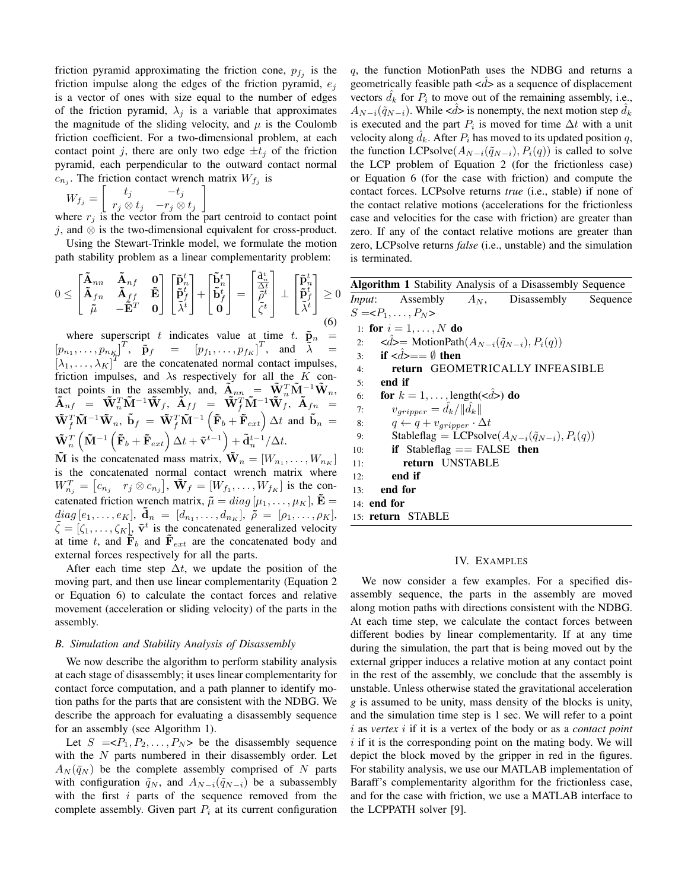friction pyramid approximating the friction cone, $p_{f_j}$ is the friction impulse along the edges of the friction pyramid, $e_j$ is a vector of ones with size equal to the number of edges of the friction pyramid, $\lambda_j$ is a variable that approximates the magnitude of the sliding velocity, and $\mu$ is the Coulomb friction coefficient. For a two-dimensional problem, at each contact point $j$, there are only two edge $\pm t_j$ of the friction pyramid, each perpendicular to the outward contact normal $c_{n_j}$. The friction contact wrench matrix $W_{f_j}$ is

$$W_{f_j} = \begin{bmatrix} t_j & -t_j \\ r_j \otimes t_j & -r_j \otimes t_j \end{bmatrix}$$

where $r_j$ is the vector from the part centroid to contact point $j$, and $\otimes$ is the two-dimensional equivalent for cross-product.

Using the Stewart-Trinkle model, we formulate the motion path stability problem as a linear complementarity problem:

$$0 \leq \begin{bmatrix} \tilde{\mathbf{A}}_{nn} & \tilde{\mathbf{A}}_{nf} & \mathbf{0} \\ \tilde{\mathbf{A}}_{fn} & \tilde{\mathbf{A}}_{ff} & \tilde{\mathbf{E}} \\ \tilde{\mu} & -\tilde{\mathbf{E}}^T & \mathbf{0} \end{bmatrix} \begin{bmatrix} \tilde{\mathbf{p}}_n^t \\ \tilde{\mathbf{p}}_f^t \\ \tilde{\lambda}^t \end{bmatrix} + \begin{bmatrix} \tilde{\mathbf{b}}_n^t \\ \tilde{\mathbf{b}}_f^t \\ \mathbf{0} \end{bmatrix} = \begin{bmatrix} \frac{\tilde{\mathbf{d}}_n^t}{\Delta t} \\ \tilde{\rho}^t \\ \tilde{\zeta}^t \end{bmatrix} \perp \begin{bmatrix} \tilde{\mathbf{p}}_n^t \\ \tilde{\mathbf{p}}_f^t \\ \tilde{\lambda}^t \end{bmatrix} \geq 0 \quad (6)$$

where superscript $t$ indicates value at time $t$. $\tilde{\mathbf{p}}_n = [p_{n_1}, \ldots, p_{n_K}]^T$, $\tilde{\mathbf{p}}_f = [p_{f_1}, \ldots, p_{f_K}]^T$, and $\tilde{\lambda} = [\lambda_1, \ldots, \lambda_K]^T$ are the concatenated normal contact impulses, friction impulses, and $\lambda$s respectively for all the $K$ contact points in the assembly, and, $\tilde{\mathbf{A}}_{nn} = \tilde{\mathbf{W}}_n^T \tilde{\mathbf{M}}^{-1} \tilde{\mathbf{W}}_n$, $\tilde{\mathbf{A}}_{nf} = \tilde{\mathbf{W}}_n^T \tilde{\mathbf{M}}^{-1} \tilde{\mathbf{W}}_f$, $\tilde{\mathbf{A}}_{ff} = \tilde{\mathbf{W}}_f^T \tilde{\mathbf{M}}^{-1} \tilde{\mathbf{W}}_f$, $\tilde{\mathbf{A}}_{fn} = \tilde{\mathbf{W}}_f^T \tilde{\mathbf{M}}^{-1} \tilde{\mathbf{W}}_n$, $\tilde{\mathbf{b}}_f = \tilde{\mathbf{W}}_f^T \tilde{\mathbf{M}}^{-1} \left( \tilde{\mathbf{F}}_b + \tilde{\mathbf{F}}_{ext} \right) \Delta t$ and $\tilde{\mathbf{b}}_n = \tilde{\mathbf{W}}_n^T \left( \tilde{\mathbf{M}}^{-1} \left( \tilde{\mathbf{F}}_b + \tilde{\mathbf{F}}_{ext} \right) \Delta t + \tilde{\mathbf{v}}^{t-1} \right) + \tilde{\mathbf{d}}_n^{t-1} / \Delta t$.

$\tilde{\mathbf{M}}$ is the concatenated mass matrix, $\tilde{\mathbf{W}}_n = [W_{n_1}, \ldots, W_{n_K}]$ is the concatenated normal contact wrench matrix where $W_{n_j}^T = \begin{bmatrix} c_{n_j} & r_j \otimes c_{n_j} \end{bmatrix}$, $\tilde{\mathbf{W}}_f = [W_{f_1}, \ldots, W_{f_K}]$ is the concatenated friction wrench matrix, $\tilde{\mu} = diag\,[\mu_1, \ldots, \mu_K]$, $\tilde{\mathbf{E}} = diag\,[e_1, \ldots, e_K]$, $\tilde{\mathbf{d}}_n = [d_{n_1}, \ldots, d_{n_K}]$, $\tilde{\rho} = [\rho_1, \ldots, \rho_K]$, $\tilde{\zeta} = [\zeta_1, \ldots, \zeta_K]$, $\tilde{\mathbf{v}}^t$ is the concatenated generalized velocity at time $t$, and $\tilde{\mathbf{F}}_b$ and $\tilde{\mathbf{F}}_{ext}$ are the concatenated body and external forces respectively for all the parts.

After each time step $\Delta t$, we update the position of the moving part, and then use linear complementarity (Equation 2 or Equation 6) to calculate the contact forces and relative movement (acceleration or sliding velocity) of the parts in the assembly.

### B. Simulation and Stability Analysis of Disassembly

We now describe the algorithm to perform stability analysis at each stage of disassembly; it uses linear complementarity for contact force computation, and a path planner to identify motion paths for the parts that are consistent with the NDBG. We describe the approach for evaluating a disassembly sequence for an assembly (see Algorithm 1).

Let $S = <P_1, P_2, \ldots, P_N>$ be the disassembly sequence with the $N$ parts numbered in their disassembly order. Let $A_N(\bar{q}_N)$ be the complete assembly comprised of $N$ parts with configuration $\tilde{q}_N$, and $A_{N-i}(\tilde{q}_{N-i})$ be a subassembly with the first $i$ parts of the sequence removed from the complete assembly. Given part $P_i$ at its current configuration $q$, the function MotionPath uses the NDBG and returns a geometrically feasible path $<\hat{d}>$ as a sequence of displacement vectors $\hat{d}_k$ for $P_i$ to move out of the remaining assembly, i.e., $A_{N-i}(\tilde{q}_{N-i})$. While $<\hat{d}>$ is nonempty, the next motion step $\hat{d}_k$ is executed and the part $P_i$ is moved for time $\Delta t$ with a unit velocity along $\hat{d}_k$. After $P_i$ has moved to its updated position $q$, the function LCPsolve($A_{N-i}(\tilde{q}_{N-i}), P_i(q)$) is called to solve the LCP problem of Equation 2 (for the frictionless case) or Equation 6 (for the case with friction) and compute the contact forces. LCPsolve returns *true* (i.e., stable) if none of the contact relative motions (accelerations for the frictionless case and velocities for the case with friction) are greater than zero. If any of the contact relative motions are greater than zero, LCPsolve returns *false* (i.e., unstable) and the simulation is terminated.

**Algorithm 1** Stability Analysis of a Disassembly Sequence

*Input*: Assembly $A_N$, Disassembly Sequence $S = <P_1, \ldots, P_N>$

```
1:  for i = 1, ..., N do
2:      <d̂> = MotionPath(A_{N-i}(q̃_{N-i}), P_i(q))
3:      if <d̂> == ∅ then
4:          return GEOMETRICALLY INFEASIBLE
5:      end if
6:      for k = 1, ..., length(<d̂>) do
7:          v_gripper = d̂_k / ||d̂_k||
8:          q ← q + v_gripper · Δt
9:          Stableflag = LCPsolve(A_{N-i}(q̃_{N-i}), P_i(q))
10:         if Stableflag == FALSE then
11:             return UNSTABLE
12:         end if
13:     end for
14: end for
15: return STABLE
```

## IV. Examples

We now consider a few examples. For a specified disassembly sequence, the parts in the assembly are moved along motion paths with directions consistent with the NDBG. At each time step, we calculate the contact forces between different bodies by linear complementarity. If at any time during the simulation, the part that is being moved out by the external gripper induces a relative motion at any contact point in the rest of the assembly, we conclude that the assembly is unstable. Unless otherwise stated the gravitational acceleration $g$ is assumed to be unity, mass density of the blocks is unity, and the simulation time step is 1 sec. We will refer to a point $i$ as *vertex* $i$ if it is a vertex of the body or as a *contact point* $i$ if it is the corresponding point on the mating body. We will depict the block moved by the gripper in red in the figures. For stability analysis, we use our MATLAB implementation of Baraff's complementarity algorithm for the frictionless case, and for the case with friction, we use a MATLAB interface to the LCPPATH solver [9].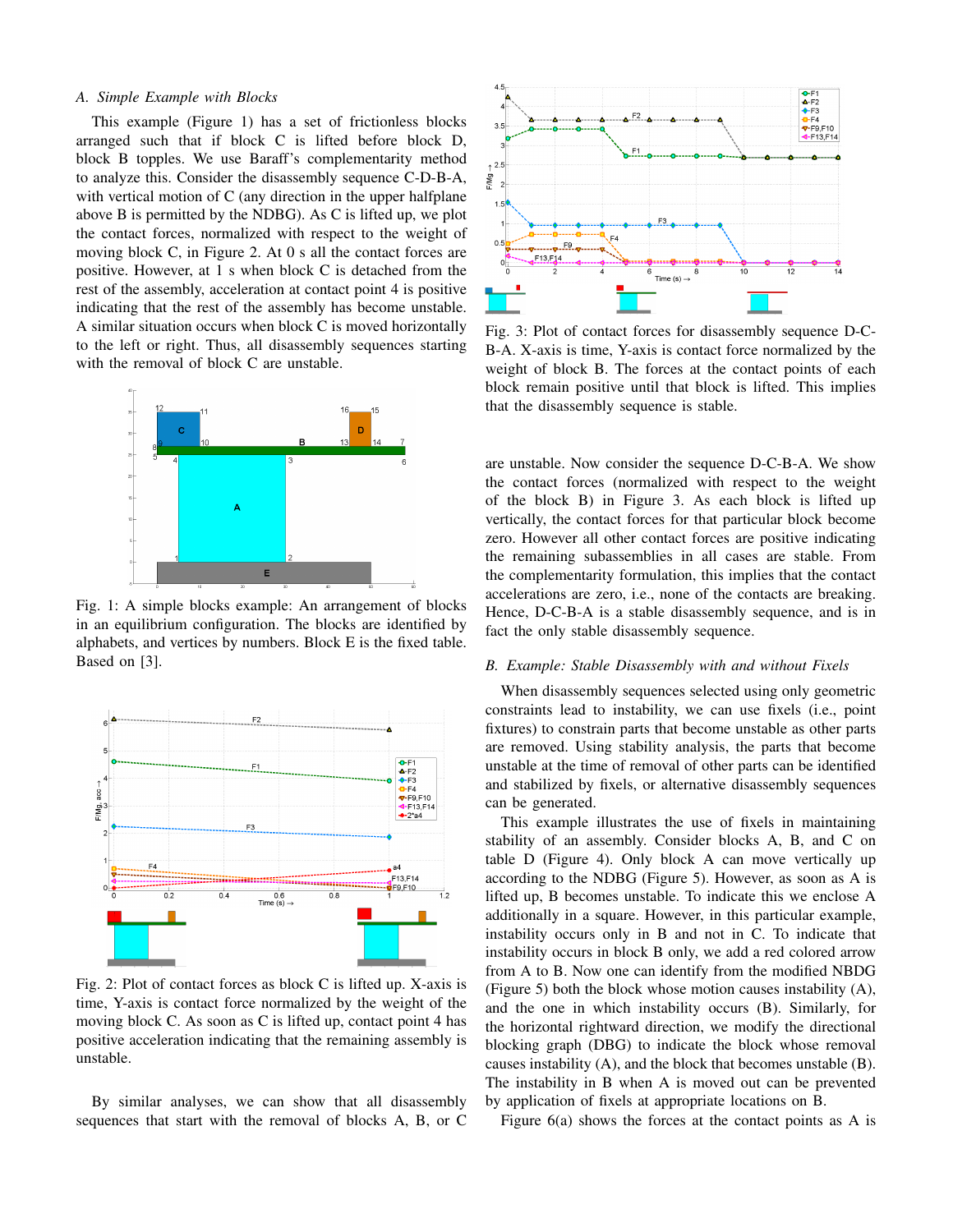### A. Simple Example with Blocks

This example (Figure 1) has a set of frictionless blocks arranged such that if block C is lifted before block D, block B topples. We use Baraff's complementarity method to analyze this. Consider the disassembly sequence C-D-B-A, with vertical motion of C (any direction in the upper halfplane above B is permitted by the NDBG). As C is lifted up, we plot the contact forces, normalized with respect to the weight of moving block C, in Figure 2. At 0 s all the contact forces are positive. However, at 1 s when block C is detached from the rest of the assembly, acceleration at contact point 4 is positive indicating that the rest of the assembly has become unstable. A similar situation occurs when block C is moved horizontally to the left or right. Thus, all disassembly sequences starting with the removal of block C are unstable.

Fig. 1: A simple blocks example: An arrangement of blocks in an equilibrium configuration. The blocks are identified by alphabets, and vertices by numbers. Block E is the fixed table. Based on [3].

Fig. 2: Plot of contact forces as block C is lifted up. X-axis is time, Y-axis is contact force normalized by the weight of the moving block C. As soon as C is lifted up, contact point 4 has positive acceleration indicating that the remaining assembly is unstable.

By similar analyses, we can show that all disassembly sequences that start with the removal of blocks A, B, or C are unstable. Now consider the sequence D-C-B-A. We show the contact forces (normalized with respect to the weight of the block B) in Figure 3. As each block is lifted up vertically, the contact forces for that particular block become zero. However all other contact forces are positive indicating the remaining subassemblies in all cases are stable. From the complementarity formulation, this implies that the contact accelerations are zero, i.e., none of the contacts are breaking. Hence, D-C-B-A is a stable disassembly sequence, and is in fact the only stable disassembly sequence.

Fig. 3: Plot of contact forces for disassembly sequence D-C-B-A. X-axis is time, Y-axis is contact force normalized by the weight of block B. The forces at the contact points of each block remain positive until that block is lifted. This implies that the disassembly sequence is stable.

### B. Example: Stable Disassembly with and without Fixels

When disassembly sequences selected using only geometric constraints lead to instability, we can use fixels (i.e., point fixtures) to constrain parts that become unstable as other parts are removed. Using stability analysis, the parts that become unstable at the time of removal of other parts can be identified and stabilized by fixels, or alternative disassembly sequences can be generated.

This example illustrates the use of fixels in maintaining stability of an assembly. Consider blocks A, B, and C on table D (Figure 4). Only block A can move vertically up according to the NDBG (Figure 5). However, as soon as A is lifted up, B becomes unstable. To indicate this we enclose A additionally in a square. However, in this particular example, instability occurs only in B and not in C. To indicate that instability occurs in block B only, we add a red colored arrow from A to B. Now one can identify from the modified NBDG (Figure 5) both the block whose motion causes instability (A), and the one in which instability occurs (B). Similarly, for the horizontal rightward direction, we modify the directional blocking graph (DBG) to indicate the block whose removal causes instability (A), and the block that becomes unstable (B). The instability in B when A is moved out can be prevented by application of fixels at appropriate locations on B.

Figure 6(a) shows the forces at the contact points as A is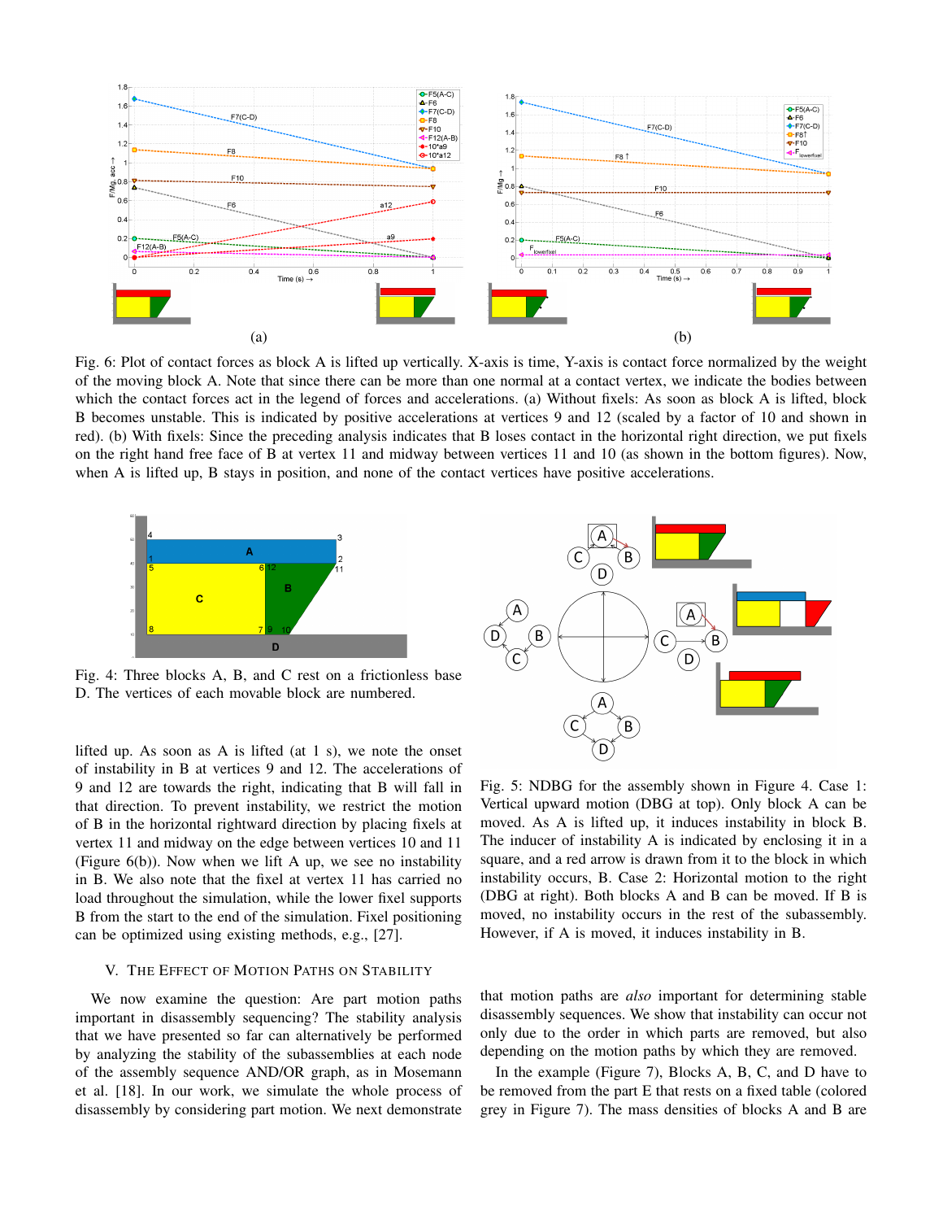Fig. 6: Plot of contact forces as block A is lifted up vertically. X-axis is time, Y-axis is contact force normalized by the weight of the moving block A. Note that since there can be more than one normal at a contact vertex, we indicate the bodies between which the contact forces act in the legend of forces and accelerations. (a) Without fixels: As soon as block A is lifted, block B becomes unstable. This is indicated by positive accelerations at vertices 9 and 12 (scaled by a factor of 10 and shown in red). (b) With fixels: Since the preceding analysis indicates that B loses contact in the horizontal right direction, we put fixels on the right hand free face of B at vertex 11 and midway between vertices 11 and 10 (as shown in the bottom figures). Now, when A is lifted up, B stays in position, and none of the contact vertices have positive accelerations.

Fig. 4: Three blocks A, B, and C rest on a frictionless base D. The vertices of each movable block are numbered.

lifted up. As soon as A is lifted (at 1 s), we note the onset of instability in B at vertices 9 and 12. The accelerations of 9 and 12 are towards the right, indicating that B will fall in that direction. To prevent instability, we restrict the motion of B in the horizontal rightward direction by placing fixels at vertex 11 and midway on the edge between vertices 10 and 11 (Figure 6(b)). Now when we lift A up, we see no instability in B. We also note that the fixel at vertex 11 has carried no load throughout the simulation, while the lower fixel supports B from the start to the end of the simulation. Fixel positioning can be optimized using existing methods, e.g., [27].

Fig. 5: NDBG for the assembly shown in Figure 4. Case 1: Vertical upward motion (DBG at top). Only block A can be moved. As A is lifted up, it induces instability in block B. The inducer of instability A is indicated by enclosing it in a square, and a red arrow is drawn from it to the block in which instability occurs, B. Case 2: Horizontal motion to the right (DBG at right). Both blocks A and B can be moved. If B is moved, no instability occurs in the rest of the subassembly. However, if A is moved, it induces instability in B.

## V. The Effect of Motion Paths on Stability

We now examine the question: Are part motion paths important in disassembly sequencing? The stability analysis that we have presented so far can alternatively be performed by analyzing the stability of the subassemblies at each node of the assembly sequence AND/OR graph, as in Mosemann et al. [18]. In our work, we simulate the whole process of disassembly by considering part motion. We next demonstrate that motion paths are *also* important for determining stable disassembly sequences. We show that instability can occur not only due to the order in which parts are removed, but also depending on the motion paths by which they are removed.

In the example (Figure 7), Blocks A, B, C, and D have to be removed from the part E that rests on a fixed table (colored grey in Figure 7). The mass densities of blocks A and B are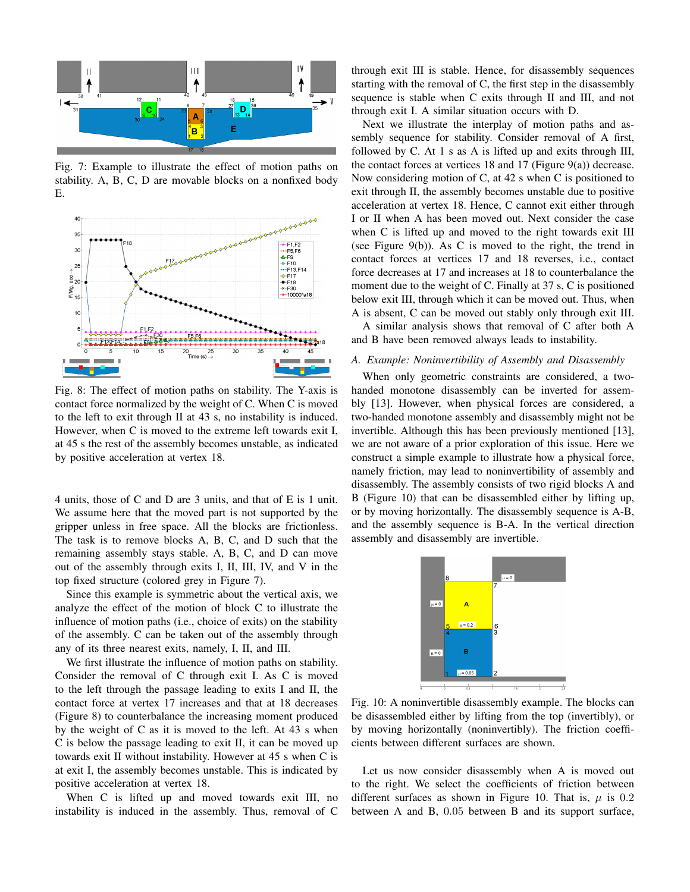Fig. 7: Example to illustrate the effect of motion paths on stability. A, B, C, D are movable blocks on a nonfixed body E.

Fig. 8: The effect of motion paths on stability. The Y-axis is contact force normalized by the weight of C. When C is moved to the left to exit through II at 43 s, no instability is induced. However, when C is moved to the extreme left towards exit I, at 45 s the rest of the assembly becomes unstable, as indicated by positive acceleration at vertex 18.

4 units, those of C and D are 3 units, and that of E is 1 unit. We assume here that the moved part is not supported by the gripper unless in free space. All the blocks are frictionless. The task is to remove blocks A, B, C, and D such that the remaining assembly stays stable. A, B, C, and D can move out of the assembly through exits I, II, III, IV, and V in the top fixed structure (colored grey in Figure 7).

Since this example is symmetric about the vertical axis, we analyze the effect of the motion of block C to illustrate the influence of motion paths (i.e., choice of exits) on the stability of the assembly. C can be taken out of the assembly through any of its three nearest exits, namely, I, II, and III.

We first illustrate the influence of motion paths on stability. Consider the removal of C through exit I. As C is moved to the left through the passage leading to exits I and II, the contact force at vertex 17 increases and that at 18 decreases (Figure 8) to counterbalance the increasing moment produced by the weight of C as it is moved to the left. At 43 s when C is below the passage leading to exit II, it can be moved up towards exit II without instability. However at 45 s when C is at exit I, the assembly becomes unstable. This is indicated by positive acceleration at vertex 18.

When C is lifted up and moved towards exit III, no instability is induced in the assembly. Thus, removal of C through exit III is stable. Hence, for disassembly sequences starting with the removal of C, the first step in the disassembly sequence is stable when C exits through II and III, and not through exit I. A similar situation occurs with D.

Next we illustrate the interplay of motion paths and assembly sequence for stability. Consider removal of A first, followed by C. At 1 s as A is lifted up and exits through III, the contact forces at vertices 18 and 17 (Figure 9(a)) decrease. Now considering motion of C, at 42 s when C is positioned to exit through II, the assembly becomes unstable due to positive acceleration at vertex 18. Hence, C cannot exit either through I or II when A has been moved out. Next consider the case when C is lifted up and moved to the right towards exit III (see Figure 9(b)). As C is moved to the right, the trend in contact forces at vertices 17 and 18 reverses, i.e., contact force decreases at 17 and increases at 18 to counterbalance the moment due to the weight of C. Finally at 37 s, C is positioned below exit III, through which it can be moved out. Thus, when A is absent, C can be moved out stably only through exit III.

A similar analysis shows that removal of C after both A and B have been removed always leads to instability.

### A. Example: Noninvertibility of Assembly and Disassembly

When only geometric constraints are considered, a two-handed monotone disassembly can be inverted for assembly [13]. However, when physical forces are considered, a two-handed monotone assembly and disassembly might not be invertible. Although this has been previously mentioned [13], we are not aware of a prior exploration of this issue. Here we construct a simple example to illustrate how a physical force, namely friction, may lead to noninvertibility of assembly and disassembly. The assembly consists of two rigid blocks A and B (Figure 10) that can be disassembled either by lifting up, or by moving horizontally. The disassembly sequence is A-B, and the assembly sequence is B-A. In the vertical direction assembly and disassembly are invertible.

Fig. 10: A noninvertible disassembly example. The blocks can be disassembled either by lifting from the top (invertibly), or by moving horizontally (noninvertibly). The friction coefficients between different surfaces are shown.

Let us now consider disassembly when A is moved out to the right. We select the coefficients of friction between different surfaces as shown in Figure 10. That is, $\mu$ is 0.2 between A and B, 0.05 between B and its support surface,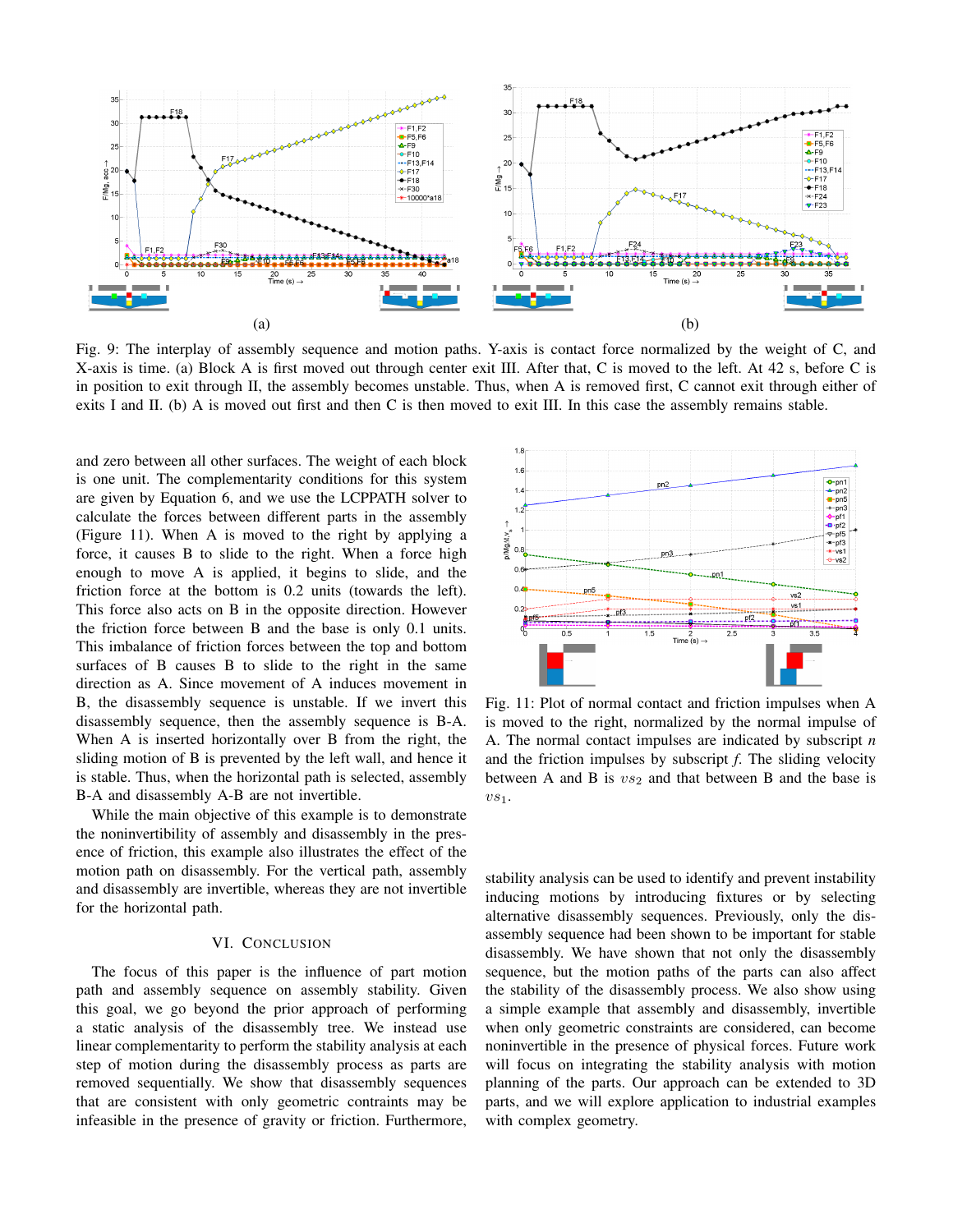Fig. 9: The interplay of assembly sequence and motion paths. Y-axis is contact force normalized by the weight of C, and X-axis is time. (a) Block A is first moved out through center exit III. After that, C is moved to the left. At 42 s, before C is in position to exit through II, the assembly becomes unstable. Thus, when A is removed first, C cannot exit through either of exits I and II. (b) A is moved out first and then C is then moved to exit III. In this case the assembly remains stable.

and zero between all other surfaces. The weight of each block is one unit. The complementarity conditions for this system are given by Equation 6, and we use the LCPPATH solver to calculate the forces between different parts in the assembly (Figure 11). When A is moved to the right by applying a force, it causes B to slide to the right. When a force high enough to move A is applied, it begins to slide, and the friction force at the bottom is 0.2 units (towards the left). This force also acts on B in the opposite direction. However the friction force between B and the base is only 0.1 units. This imbalance of friction forces between the top and bottom surfaces of B causes B to slide to the right in the same direction as A. Since movement of A induces movement in B, the disassembly sequence is unstable. If we invert this disassembly sequence, then the assembly sequence is B-A. When A is inserted horizontally over B from the right, the sliding motion of B is prevented by the left wall, and hence it is stable. Thus, when the horizontal path is selected, assembly B-A and disassembly A-B are not invertible.

While the main objective of this example is to demonstrate the noninvertibility of assembly and disassembly in the presence of friction, this example also illustrates the effect of the motion path on disassembly. For the vertical path, assembly and disassembly are invertible, whereas they are not invertible for the horizontal path.

Fig. 11: Plot of normal contact and friction impulses when A is moved to the right, normalized by the normal impulse of A. The normal contact impulses are indicated by subscript *n* and the friction impulses by subscript *f*. The sliding velocity between A and B is $vs_2$ and that between B and the base is $vs_1$.

## VI. Conclusion

The focus of this paper is the influence of part motion path and assembly sequence on assembly stability. Given this goal, we go beyond the prior approach of performing a static analysis of the disassembly tree. We instead use linear complementarity to perform the stability analysis at each step of motion during the disassembly process as parts are removed sequentially. We show that disassembly sequences that are consistent with only geometric contraints may be infeasible in the presence of gravity or friction. Furthermore, stability analysis can be used to identify and prevent instability inducing motions by introducing fixtures or by selecting alternative disassembly sequences. Previously, only the disassembly sequence had been shown to be important for stable disassembly. We have shown that not only the disassembly sequence, but the motion paths of the parts can also affect the stability of the disassembly process. We also show using a simple example that assembly and disassembly, invertible when only geometric constraints are considered, can become noninvertible in the presence of physical forces. Future work will focus on integrating the stability analysis with motion planning of the parts. Our approach can be extended to 3D parts, and we will explore application to industrial examples with complex geometry.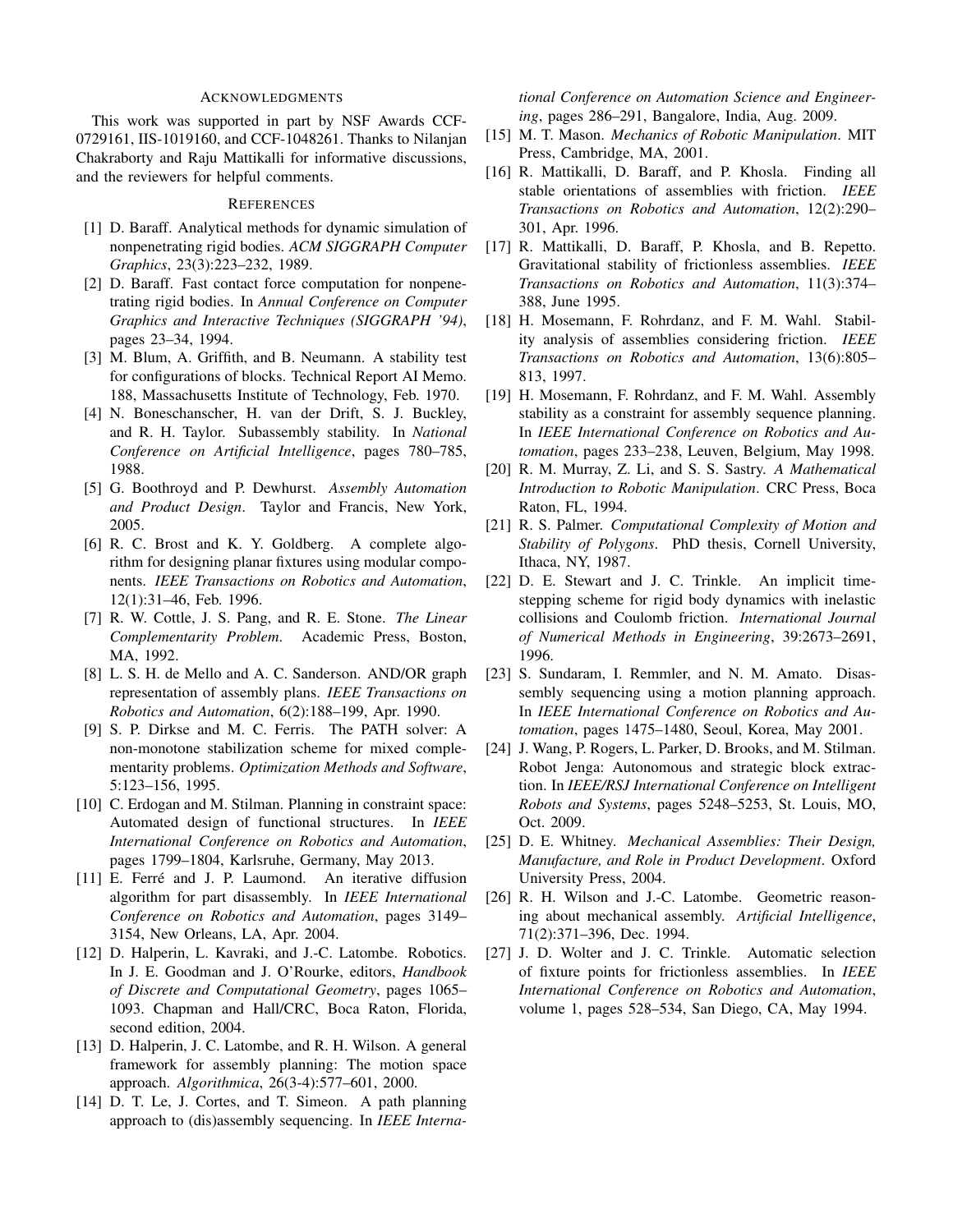## Acknowledgments

This work was supported in part by NSF Awards CCF-0729161, IIS-1019160, and CCF-1048261. Thanks to Nilanjan Chakraborty and Raju Mattikalli for informative discussions, and the reviewers for helpful comments.

## References

[1] D. Baraff. Analytical methods for dynamic simulation of nonpenetrating rigid bodies. *ACM SIGGRAPH Computer Graphics*, 23(3):223–232, 1989.

[2] D. Baraff. Fast contact force computation for nonpenetrating rigid bodies. In *Annual Conference on Computer Graphics and Interactive Techniques (SIGGRAPH '94)*, pages 23–34, 1994.

[3] M. Blum, A. Griffith, and B. Neumann. A stability test for configurations of blocks. Technical Report AI Memo. 188, Massachusetts Institute of Technology, Feb. 1970.

[4] N. Boneschanscher, H. van der Drift, S. J. Buckley, and R. H. Taylor. Subassembly stability. In *National Conference on Artificial Intelligence*, pages 780–785, 1988.

[5] G. Boothroyd and P. Dewhurst. *Assembly Automation and Product Design*. Taylor and Francis, New York, 2005.

[6] R. C. Brost and K. Y. Goldberg. A complete algorithm for designing planar fixtures using modular components. *IEEE Transactions on Robotics and Automation*, 12(1):31–46, Feb. 1996.

[7] R. W. Cottle, J. S. Pang, and R. E. Stone. *The Linear Complementarity Problem*. Academic Press, Boston, MA, 1992.

[8] L. S. H. de Mello and A. C. Sanderson. AND/OR graph representation of assembly plans. *IEEE Transactions on Robotics and Automation*, 6(2):188–199, Apr. 1990.

[9] S. P. Dirkse and M. C. Ferris. The PATH solver: A non-monotone stabilization scheme for mixed complementarity problems. *Optimization Methods and Software*, 5:123–156, 1995.

[10] C. Erdogan and M. Stilman. Planning in constraint space: Automated design of functional structures. In *IEEE International Conference on Robotics and Automation*, pages 1799–1804, Karlsruhe, Germany, May 2013.

[11] E. Ferré and J. P. Laumond. An iterative diffusion algorithm for part disassembly. In *IEEE International Conference on Robotics and Automation*, pages 3149–3154, New Orleans, LA, Apr. 2004.

[12] D. Halperin, L. Kavraki, and J.-C. Latombe. Robotics. In J. E. Goodman and J. O'Rourke, editors, *Handbook of Discrete and Computational Geometry*, pages 1065–1093. Chapman and Hall/CRC, Boca Raton, Florida, second edition, 2004.

[13] D. Halperin, J. C. Latombe, and R. H. Wilson. A general framework for assembly planning: The motion space approach. *Algorithmica*, 26(3-4):577–601, 2000.

[14] D. T. Le, J. Cortes, and T. Simeon. A path planning approach to (dis)assembly sequencing. In *IEEE International Conference on Automation Science and Engineering*, pages 286–291, Bangalore, India, Aug. 2009.

[15] M. T. Mason. *Mechanics of Robotic Manipulation*. MIT Press, Cambridge, MA, 2001.

[16] R. Mattikalli, D. Baraff, and P. Khosla. Finding all stable orientations of assemblies with friction. *IEEE Transactions on Robotics and Automation*, 12(2):290–301, Apr. 1996.

[17] R. Mattikalli, D. Baraff, P. Khosla, and B. Repetto. Gravitational stability of frictionless assemblies. *IEEE Transactions on Robotics and Automation*, 11(3):374–388, June 1995.

[18] H. Mosemann, F. Rohrdanz, and F. M. Wahl. Stability analysis of assemblies considering friction. *IEEE Transactions on Robotics and Automation*, 13(6):805–813, 1997.

[19] H. Mosemann, F. Rohrdanz, and F. M. Wahl. Assembly stability as a constraint for assembly sequence planning. In *IEEE International Conference on Robotics and Automation*, pages 233–238, Leuven, Belgium, May 1998.

[20] R. M. Murray, Z. Li, and S. S. Sastry. *A Mathematical Introduction to Robotic Manipulation*. CRC Press, Boca Raton, FL, 1994.

[21] R. S. Palmer. *Computational Complexity of Motion and Stability of Polygons*. PhD thesis, Cornell University, Ithaca, NY, 1987.

[22] D. E. Stewart and J. C. Trinkle. An implicit time-stepping scheme for rigid body dynamics with inelastic collisions and Coulomb friction. *International Journal of Numerical Methods in Engineering*, 39:2673–2691, 1996.

[23] S. Sundaram, I. Remmler, and N. M. Amato. Disassembly sequencing using a motion planning approach. In *IEEE International Conference on Robotics and Automation*, pages 1475–1480, Seoul, Korea, May 2001.

[24] J. Wang, P. Rogers, L. Parker, D. Brooks, and M. Stilman. Robot Jenga: Autonomous and strategic block extraction. In *IEEE/RSJ International Conference on Intelligent Robots and Systems*, pages 5248–5253, St. Louis, MO, Oct. 2009.

[25] D. E. Whitney. *Mechanical Assemblies: Their Design, Manufacture, and Role in Product Development*. Oxford University Press, 2004.

[26] R. H. Wilson and J.-C. Latombe. Geometric reasoning about mechanical assembly. *Artificial Intelligence*, 71(2):371–396, Dec. 1994.

[27] J. D. Wolter and J. C. Trinkle. Automatic selection of fixture points for frictionless assemblies. In *IEEE International Conference on Robotics and Automation*, volume 1, pages 528–534, San Diego, CA, May 1994.